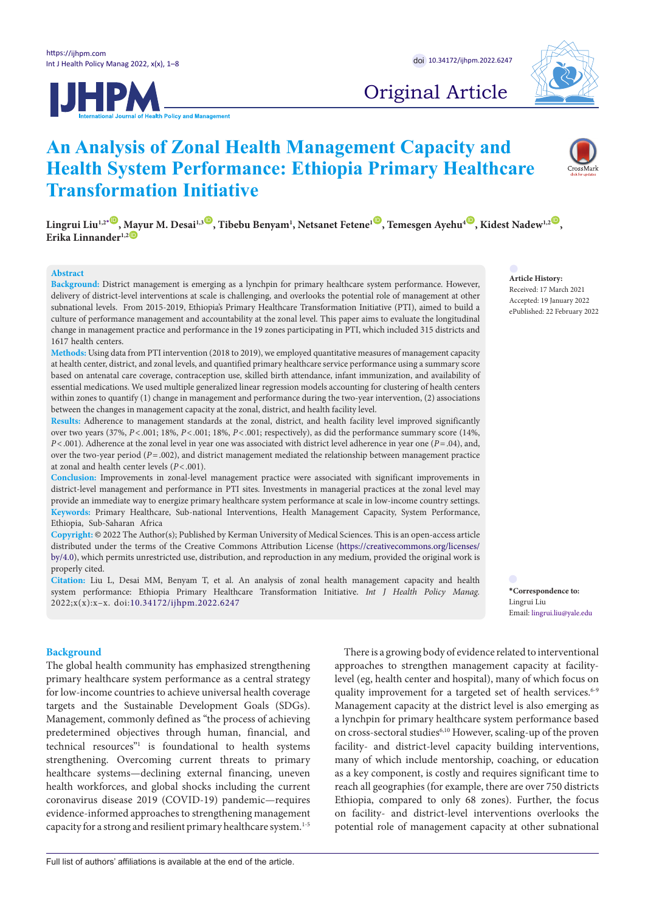Original Article

# An Analysis of Zonal Health Management Capacity and Health System Performance: Ethiopia Primary Healthcare Transformation Initiative

Lingrui Liu[1,2*], Mayur M. Desai[1,3], Tibebu Benyam[1], Netsanet Fetene[1], Temesgen Ayehu[4], Kidest Nadew[1,2], Erika Linnander[1,2]

## Abstract

**Background:** District management is emerging as a lynchpin for primary healthcare system performance. However, delivery of district-level interventions at scale is challenging, and overlooks the potential role of management at other subnational levels. From 2015-2019, Ethiopia's Primary Healthcare Transformation Initiative (PTI), aimed to build a culture of performance management and accountability at the zonal level. This paper aims to evaluate the longitudinal change in management practice and performance in the 19 zones participating in PTI, which included 315 districts and 1617 health centers.

**Methods:** Using data from PTI intervention (2018 to 2019), we employed quantitative measures of management capacity at health center, district, and zonal levels, and quantified primary healthcare service performance using a summary score based on antenatal care coverage, contraception use, skilled birth attendance, infant immunization, and availability of essential medications. We used multiple generalized linear regression models accounting for clustering of health centers within zones to quantify (1) change in management and performance during the two-year intervention, (2) associations between the changes in management capacity at the zonal, district, and health facility level.

**Results:** Adherence to management standards at the zonal, district, and health facility level improved significantly over two years (37%, $P<.001$; 18%, $P<.001$; 18%, $P<.001$; respectively), as did the performance summary score (14%, $P<.001$). Adherence at the zonal level in year one was associated with district level adherence in year one ($P=.04$), and, over the two-year period ($P=.002$), and district management mediated the relationship between management practice at zonal and health center levels ($P<.001$).

**Conclusion:** Improvements in zonal-level management practice were associated with significant improvements in district-level management and performance in PTI sites. Investments in managerial practices at the zonal level may provide an immediate way to energize primary healthcare system performance at scale in low-income country settings.

**Keywords:** Primary Healthcare, Sub-national Interventions, Health Management Capacity, System Performance, Ethiopia, Sub-Saharan Africa

**Copyright:** © 2022 The Author(s); Published by Kerman University of Medical Sciences. This is an open-access article distributed under the terms of the Creative Commons Attribution License (https://creativecommons.org/licenses/by/4.0), which permits unrestricted use, distribution, and reproduction in any medium, provided the original work is properly cited.

**Citation:** Liu L, Desai MM, Benyam T, et al. An analysis of zonal health management capacity and health system performance: Ethiopia Primary Healthcare Transformation Initiative. *Int J Health Policy Manag.* 2022;x(x):x–x. doi:10.34172/ijhpm.2022.6247

**Article History:**
Received: 17 March 2021
Accepted: 19 January 2022
ePublished: 22 February 2022

**\*Correspondence to:**
Lingrui Liu
Email: lingrui.liu@yale.edu

## Background

The global health community has emphasized strengthening primary healthcare system performance as a central strategy for low-income countries to achieve universal health coverage targets and the Sustainable Development Goals (SDGs). Management, commonly defined as "the process of achieving predetermined objectives through human, financial, and technical resources"[1] is foundational to health systems strengthening. Overcoming current threats to primary healthcare systems—declining external financing, uneven health workforces, and global shocks including the current coronavirus disease 2019 (COVID-19) pandemic—requires evidence-informed approaches to strengthening management capacity for a strong and resilient primary healthcare system.[1-5]

There is a growing body of evidence related to interventional approaches to strengthen management capacity at facility-level (eg, health center and hospital), many of which focus on quality improvement for a targeted set of health services.[6-9] Management capacity at the district level is also emerging as a lynchpin for primary healthcare system performance based on cross-sectoral studies[6,10] However, scaling-up of the proven facility- and district-level capacity building interventions, many of which include mentorship, coaching, or education as a key component, is costly and requires significant time to reach all geographies (for example, there are over 750 districts Ethiopia, compared to only 68 zones). Further, the focus on facility- and district-level interventions overlooks the potential role of management capacity at other subnational

Full list of authors' affiliations is available at the end of the article.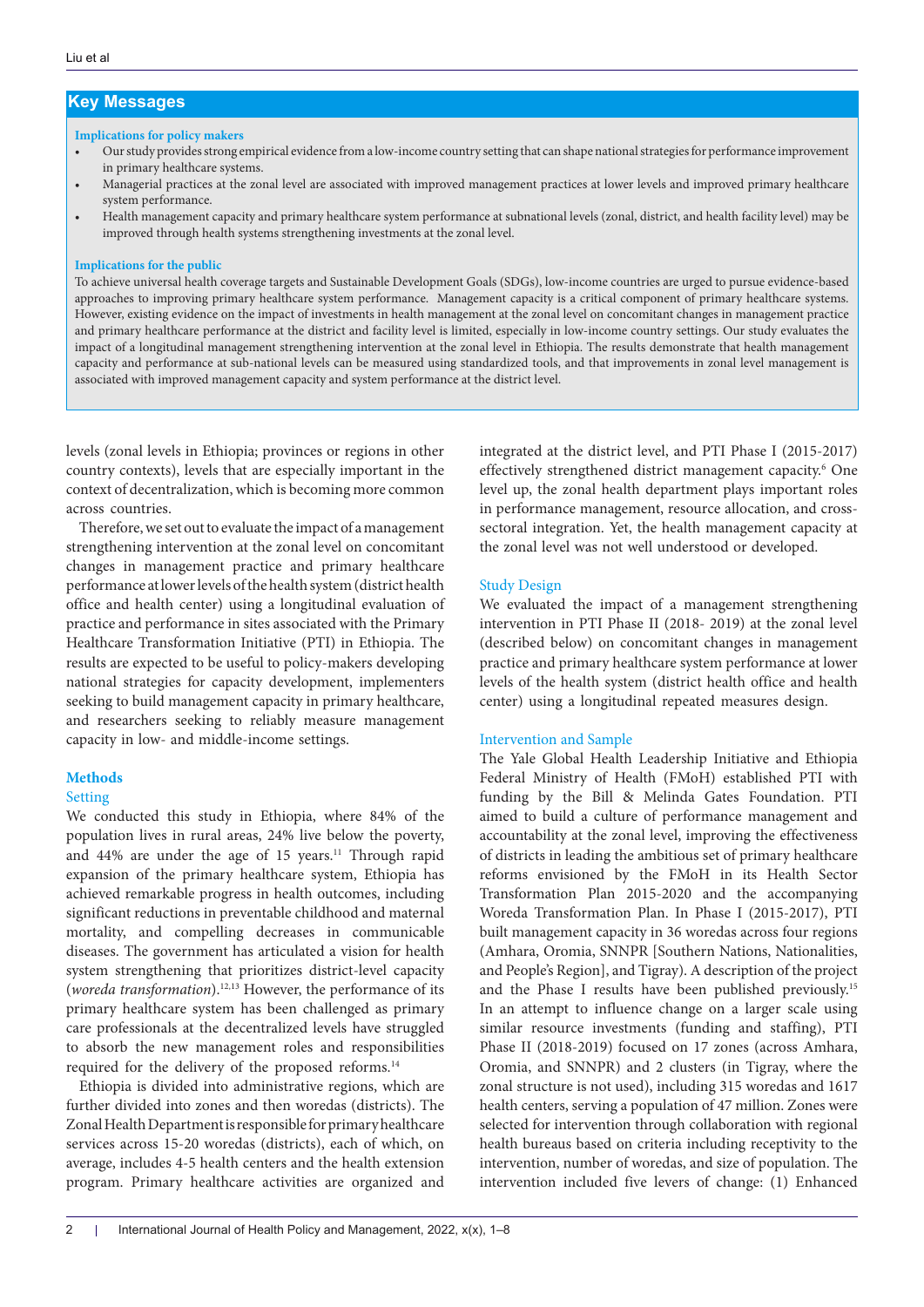## Key Messages

**Implications for policy makers**

- Our study provides strong empirical evidence from a low-income country setting that can shape national strategies for performance improvement in primary healthcare systems.
- Managerial practices at the zonal level are associated with improved management practices at lower levels and improved primary healthcare system performance.
- Health management capacity and primary healthcare system performance at subnational levels (zonal, district, and health facility level) may be improved through health systems strengthening investments at the zonal level.

**Implications for the public**

To achieve universal health coverage targets and Sustainable Development Goals (SDGs), low-income countries are urged to pursue evidence-based approaches to improving primary healthcare system performance. Management capacity is a critical component of primary healthcare systems. However, existing evidence on the impact of investments in health management at the zonal level on concomitant changes in management practice and primary healthcare performance at the district and facility level is limited, especially in low-income country settings. Our study evaluates the impact of a longitudinal management strengthening intervention at the zonal level in Ethiopia. The results demonstrate that health management capacity and performance at sub-national levels can be measured using standardized tools, and that improvements in zonal level management is associated with improved management capacity and system performance at the district level.

levels (zonal levels in Ethiopia; provinces or regions in other country contexts), levels that are especially important in the context of decentralization, which is becoming more common across countries.

Therefore, we set out to evaluate the impact of a management strengthening intervention at the zonal level on concomitant changes in management practice and primary healthcare performance at lower levels of the health system (district health office and health center) using a longitudinal evaluation of practice and performance in sites associated with the Primary Healthcare Transformation Initiative (PTI) in Ethiopia. The results are expected to be useful to policy-makers developing national strategies for capacity development, implementers seeking to build management capacity in primary healthcare, and researchers seeking to reliably measure management capacity in low- and middle-income settings.

## Methods

### Setting

We conducted this study in Ethiopia, where 84% of the population lives in rural areas, 24% live below the poverty, and 44% are under the age of 15 years.[11] Through rapid expansion of the primary healthcare system, Ethiopia has achieved remarkable progress in health outcomes, including significant reductions in preventable childhood and maternal mortality, and compelling decreases in communicable diseases. The government has articulated a vision for health system strengthening that prioritizes district-level capacity (*woreda transformation*).[12,13] However, the performance of its primary healthcare system has been challenged as primary care professionals at the decentralized levels have struggled to absorb the new management roles and responsibilities required for the delivery of the proposed reforms.[14]

Ethiopia is divided into administrative regions, which are further divided into zones and then woredas (districts). The Zonal Health Department is responsible for primary healthcare services across 15-20 woredas (districts), each of which, on average, includes 4-5 health centers and the health extension program. Primary healthcare activities are organized and integrated at the district level, and PTI Phase I (2015-2017) effectively strengthened district management capacity.[6] One level up, the zonal health department plays important roles in performance management, resource allocation, and cross-sectoral integration. Yet, the health management capacity at the zonal level was not well understood or developed.

### Study Design

We evaluated the impact of a management strengthening intervention in PTI Phase II (2018- 2019) at the zonal level (described below) on concomitant changes in management practice and primary healthcare system performance at lower levels of the health system (district health office and health center) using a longitudinal repeated measures design.

### Intervention and Sample

The Yale Global Health Leadership Initiative and Ethiopia Federal Ministry of Health (FMoH) established PTI with funding by the Bill & Melinda Gates Foundation. PTI aimed to build a culture of performance management and accountability at the zonal level, improving the effectiveness of districts in leading the ambitious set of primary healthcare reforms envisioned by the FMoH in its Health Sector Transformation Plan 2015-2020 and the accompanying Woreda Transformation Plan. In Phase I (2015-2017), PTI built management capacity in 36 woredas across four regions (Amhara, Oromia, SNNPR [Southern Nations, Nationalities, and People's Region], and Tigray). A description of the project and the Phase I results have been published previously.[15] In an attempt to influence change on a larger scale using similar resource investments (funding and staffing), PTI Phase II (2018-2019) focused on 17 zones (across Amhara, Oromia, and SNNPR) and 2 clusters (in Tigray, where the zonal structure is not used), including 315 woredas and 1617 health centers, serving a population of 47 million. Zones were selected for intervention through collaboration with regional health bureaus based on criteria including receptivity to the intervention, number of woredas, and size of population. The intervention included five levers of change: (1) Enhanced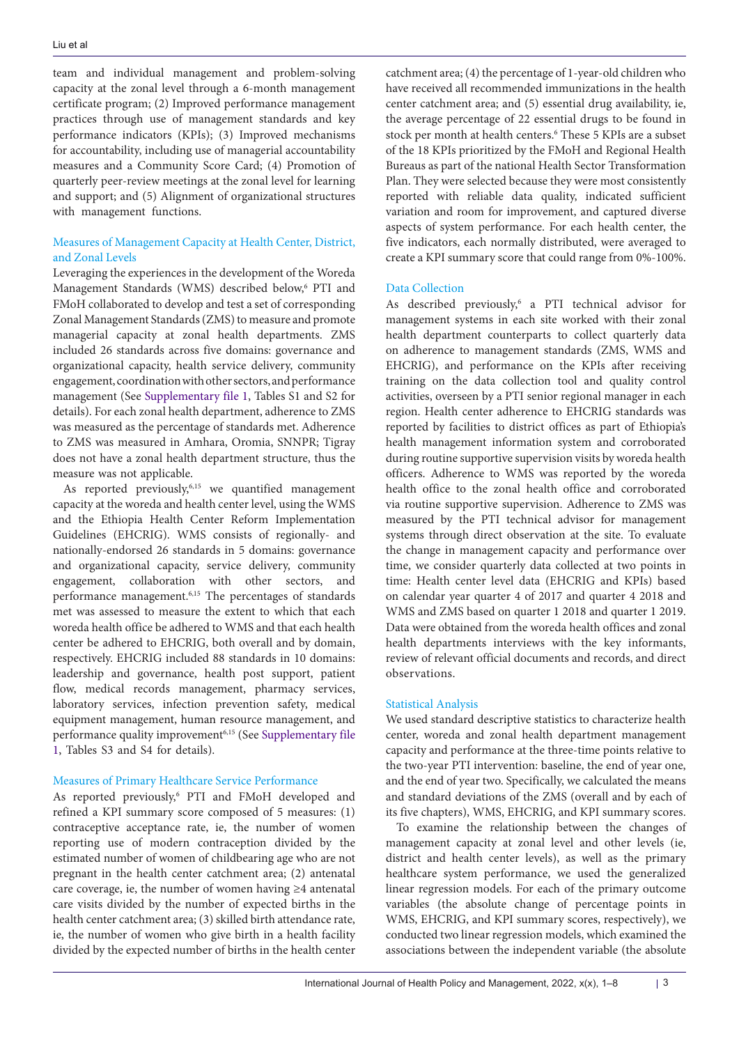team and individual management and problem-solving capacity at the zonal level through a 6-month management certificate program; (2) Improved performance management practices through use of management standards and key performance indicators (KPIs); (3) Improved mechanisms for accountability, including use of managerial accountability measures and a Community Score Card; (4) Promotion of quarterly peer-review meetings at the zonal level for learning and support; and (5) Alignment of organizational structures with management functions.

### Measures of Management Capacity at Health Center, District, and Zonal Levels

Leveraging the experiences in the development of the Woreda Management Standards (WMS) described below,[6] PTI and FMoH collaborated to develop and test a set of corresponding Zonal Management Standards (ZMS) to measure and promote managerial capacity at zonal health departments. ZMS included 26 standards across five domains: governance and organizational capacity, health service delivery, community engagement, coordination with other sectors, and performance management (See Supplementary file 1, Tables S1 and S2 for details). For each zonal health department, adherence to ZMS was measured as the percentage of standards met. Adherence to ZMS was measured in Amhara, Oromia, SNNPR; Tigray does not have a zonal health department structure, thus the measure was not applicable.

As reported previously,[6,15] we quantified management capacity at the woreda and health center level, using the WMS and the Ethiopia Health Center Reform Implementation Guidelines (EHCRIG). WMS consists of regionally- and nationally-endorsed 26 standards in 5 domains: governance and organizational capacity, service delivery, community engagement, collaboration with other sectors, and performance management.[6,15] The percentages of standards met was assessed to measure the extent to which that each woreda health office be adhered to WMS and that each health center be adhered to EHCRIG, both overall and by domain, respectively. EHCRIG included 88 standards in 10 domains: leadership and governance, health post support, patient flow, medical records management, pharmacy services, laboratory services, infection prevention safety, medical equipment management, human resource management, and performance quality improvement[6,15] (See Supplementary file 1, Tables S3 and S4 for details).

### Measures of Primary Healthcare Service Performance

As reported previously,[6] PTI and FMoH developed and refined a KPI summary score composed of 5 measures: (1) contraceptive acceptance rate, ie, the number of women reporting use of modern contraception divided by the estimated number of women of childbearing age who are not pregnant in the health center catchment area; (2) antenatal care coverage, ie, the number of women having ≥4 antenatal care visits divided by the number of expected births in the health center catchment area; (3) skilled birth attendance rate, ie, the number of women who give birth in a health facility divided by the expected number of births in the health center catchment area; (4) the percentage of 1-year-old children who have received all recommended immunizations in the health center catchment area; and (5) essential drug availability, ie, the average percentage of 22 essential drugs to be found in stock per month at health centers.[6] These 5 KPIs are a subset of the 18 KPIs prioritized by the FMoH and Regional Health Bureaus as part of the national Health Sector Transformation Plan. They were selected because they were most consistently reported with reliable data quality, indicated sufficient variation and room for improvement, and captured diverse aspects of system performance. For each health center, the five indicators, each normally distributed, were averaged to create a KPI summary score that could range from 0%-100%.

### Data Collection

As described previously,[6] a PTI technical advisor for management systems in each site worked with their zonal health department counterparts to collect quarterly data on adherence to management standards (ZMS, WMS and EHCRIG), and performance on the KPIs after receiving training on the data collection tool and quality control activities, overseen by a PTI senior regional manager in each region. Health center adherence to EHCRIG standards was reported by facilities to district offices as part of Ethiopia's health management information system and corroborated during routine supportive supervision visits by woreda health officers. Adherence to WMS was reported by the woreda health office to the zonal health office and corroborated via routine supportive supervision. Adherence to ZMS was measured by the PTI technical advisor for management systems through direct observation at the site. To evaluate the change in management capacity and performance over time, we consider quarterly data collected at two points in time: Health center level data (EHCRIG and KPIs) based on calendar year quarter 4 of 2017 and quarter 4 2018 and WMS and ZMS based on quarter 1 2018 and quarter 1 2019. Data were obtained from the woreda health offices and zonal health departments interviews with the key informants, review of relevant official documents and records, and direct observations.

### Statistical Analysis

We used standard descriptive statistics to characterize health center, woreda and zonal health department management capacity and performance at the three-time points relative to the two-year PTI intervention: baseline, the end of year one, and the end of year two. Specifically, we calculated the means and standard deviations of the ZMS (overall and by each of its five chapters), WMS, EHCRIG, and KPI summary scores.

To examine the relationship between the changes of management capacity at zonal level and other levels (ie, district and health center levels), as well as the primary healthcare system performance, we used the generalized linear regression models. For each of the primary outcome variables (the absolute change of percentage points in WMS, EHCRIG, and KPI summary scores, respectively), we conducted two linear regression models, which examined the associations between the independent variable (the absolute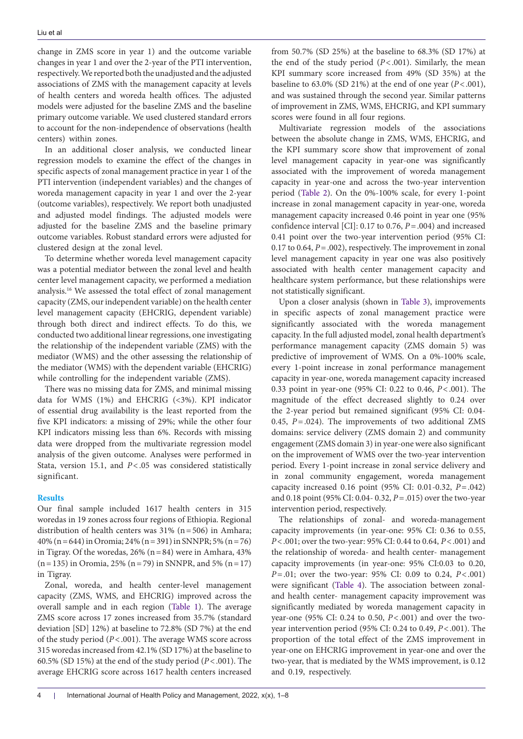change in ZMS score in year 1) and the outcome variable changes in year 1 and over the 2-year of the PTI intervention, respectively. We reported both the unadjusted and the adjusted associations of ZMS with the management capacity at levels of health centers and woreda health offices. The adjusted models were adjusted for the baseline ZMS and the baseline primary outcome variable. We used clustered standard errors to account for the non-independence of observations (health centers) within zones.

In an additional closer analysis, we conducted linear regression models to examine the effect of the changes in specific aspects of zonal management practice in year 1 of the PTI intervention (independent variables) and the changes of woreda management capacity in year 1 and over the 2-year (outcome variables), respectively. We report both unadjusted and adjusted model findings. The adjusted models were adjusted for the baseline ZMS and the baseline primary outcome variables. Robust standard errors were adjusted for clustered design at the zonal level.

To determine whether woreda level management capacity was a potential mediator between the zonal level and health center level management capacity, we performed a mediation analysis.[16] We assessed the total effect of zonal management capacity (ZMS, our independent variable) on the health center level management capacity (EHCRIG, dependent variable) through both direct and indirect effects. To do this, we conducted two additional linear regressions, one investigating the relationship of the independent variable (ZMS) with the mediator (WMS) and the other assessing the relationship of the mediator (WMS) with the dependent variable (EHCRIG) while controlling for the independent variable (ZMS).

There was no missing data for ZMS, and minimal missing data for WMS (1%) and EHCRIG (<3%). KPI indicator of essential drug availability is the least reported from the five KPI indicators: a missing of 29%; while the other four KPI indicators missing less than 6%. Records with missing data were dropped from the multivariate regression model analysis of the given outcome. Analyses were performed in Stata, version 15.1, and $P<.05$ was considered statistically significant.

## Results

Our final sample included 1617 health centers in 315 woredas in 19 zones across four regions of Ethiopia. Regional distribution of health centers was 31% (n = 506) in Amhara; 40% (n = 644) in Oromia; 24% (n = 391) in SNNPR; 5% (n = 76) in Tigray. Of the woredas, 26% (n = 84) were in Amhara, 43% (n = 135) in Oromia, 25% (n = 79) in SNNPR, and 5% (n = 17) in Tigray.

Zonal, woreda, and health center-level management capacity (ZMS, WMS, and EHCRIG) improved across the overall sample and in each region (Table 1). The average ZMS score across 17 zones increased from 35.7% (standard deviation [SD] 12%) at baseline to 72.8% (SD 7%) at the end of the study period ($P<.001$). The average WMS score across 315 woredas increased from 42.1% (SD 17%) at the baseline to 60.5% (SD 15%) at the end of the study period ($P<.001$). The average EHCRIG score across 1617 health centers increased from 50.7% (SD 25%) at the baseline to 68.3% (SD 17%) at the end of the study period ($P<.001$). Similarly, the mean KPI summary score increased from 49% (SD 35%) at the baseline to 63.0% (SD 21%) at the end of one year ($P<.001$), and was sustained through the second year. Similar patterns of improvement in ZMS, WMS, EHCRIG, and KPI summary scores were found in all four regions.

Multivariate regression models of the associations between the absolute change in ZMS, WMS, EHCRIG, and the KPI summary score show that improvement of zonal level management capacity in year-one was significantly associated with the improvement of woreda management capacity in year-one and across the two-year intervention period (Table 2). On the 0%-100% scale, for every 1-point increase in zonal management capacity in year-one, woreda management capacity increased 0.46 point in year one (95% confidence interval [CI]: 0.17 to 0.76, $P=.004$) and increased 0.41 point over the two-year intervention period (95% CI: 0.17 to 0.64, $P=.002$), respectively. The improvement in zonal level management capacity in year one was also positively associated with health center management capacity and healthcare system performance, but these relationships were not statistically significant.

Upon a closer analysis (shown in Table 3), improvements in specific aspects of zonal management practice were significantly associated with the woreda management capacity. In the full adjusted model, zonal health department's performance management capacity (ZMS domain 5) was predictive of improvement of WMS. On a 0%-100% scale, every 1-point increase in zonal performance management capacity in year-one, woreda management capacity increased 0.33 point in year-one (95% CI: 0.22 to 0.46, $P<.001$). The magnitude of the effect decreased slightly to 0.24 over the 2-year period but remained significant (95% CI: 0.04-0.45, $P=.024$). The improvements of two additional ZMS domains: service delivery (ZMS domain 2) and community engagement (ZMS domain 3) in year-one were also significant on the improvement of WMS over the two-year intervention period. Every 1-point increase in zonal service delivery and in zonal community engagement, woreda management capacity increased 0.16 point (95% CI: 0.01-0.32, $P=.042$) and 0.18 point (95% CI: 0.04- 0.32, $P=.015$) over the two-year intervention period, respectively.

The relationships of zonal- and woreda-management capacity improvements (in year-one: 95% CI: 0.36 to 0.55, $P<.001$; over the two-year: 95% CI: 0.44 to 0.64, $P<.001$) and the relationship of woreda- and health center- management capacity improvements (in year-one: 95% CI:0.03 to 0.20, $P=.01$; over the two-year: 95% CI: 0.09 to 0.24, $P<.001$) were significant (Table 4). The association between zonal- and health center- management capacity improvement was significantly mediated by woreda management capacity in year-one (95% CI: 0.24 to 0.50, $P<.001$) and over the two-year intervention period (95% CI: 0.24 to 0.49, $P<.001$). The proportion of the total effect of the ZMS improvement in year-one on EHCRIG improvement in year-one and over the two-year, that is mediated by the WMS improvement, is 0.12 and 0.19, respectively.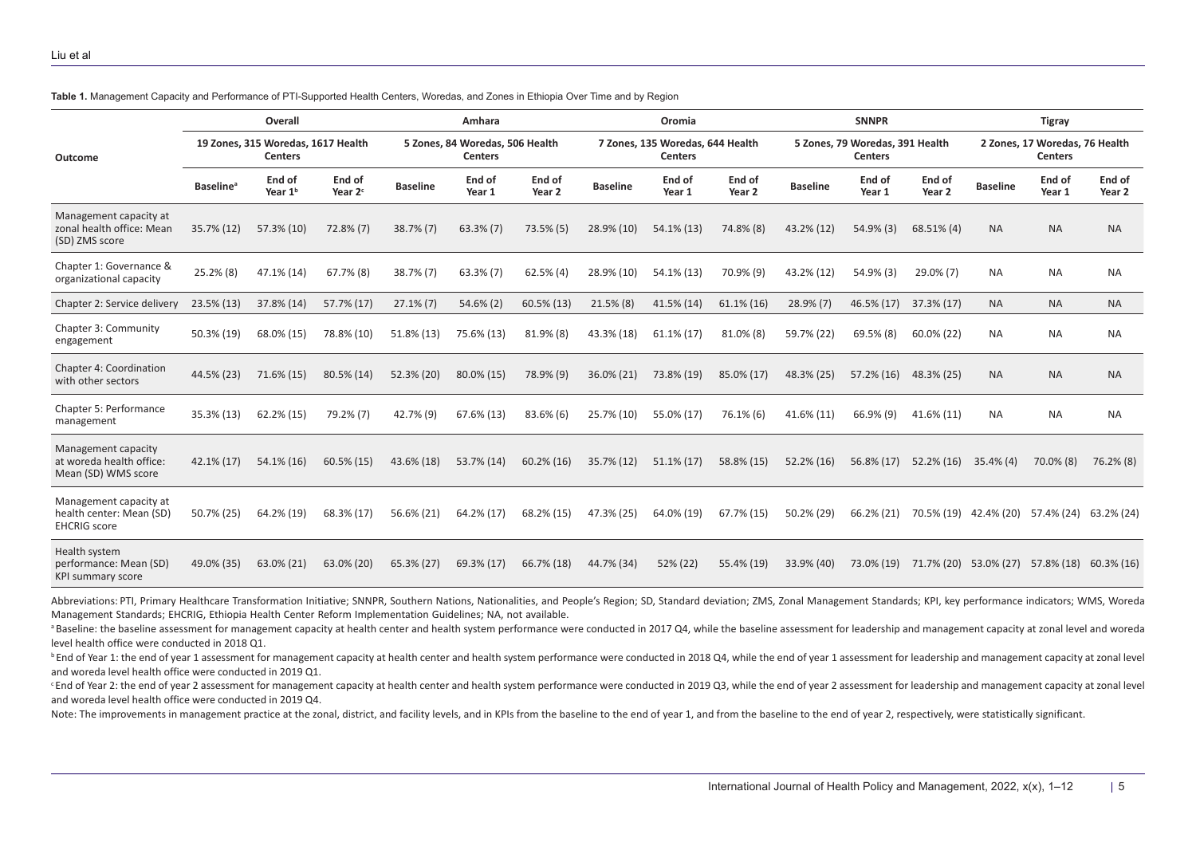**Table 1.** Management Capacity and Performance of PTI-Supported Health Centers, Woredas, and Zones in Ethiopia Over Time and by Region

| Outcome | Overall | | | Amhara | | | Oromia | | | SNNPR | | | Tigray | | |
|---|---|---|---|---|---|---|---|---|---|---|---|---|---|---|---|
| | 19 Zones, 315 Woredas, 1617 Health Centers | | | 5 Zones, 84 Woredas, 506 Health Centers | | | 7 Zones, 135 Woredas, 644 Health Centers | | | 5 Zones, 79 Woredas, 391 Health Centers | | | 2 Zones, 17 Woredas, 76 Health Centers | | |
| | Baseline[a] | End of Year 1[b] | End of Year 2[c] | Baseline | End of Year 1 | End of Year 2 | Baseline | End of Year 1 | End of Year 2 | Baseline | End of Year 1 | End of Year 2 | Baseline | End of Year 1 | End of Year 2 |
| Management capacity at zonal health office: Mean (SD) ZMS score | 35.7% (12) | 57.3% (10) | 72.8% (7) | 38.7% (7) | 63.3% (7) | 73.5% (5) | 28.9% (10) | 54.1% (13) | 74.8% (8) | 43.2% (12) | 54.9% (3) | 68.51% (4) | NA | NA | NA |
| Chapter 1: Governance & organizational capacity | 25.2% (8) | 47.1% (14) | 67.7% (8) | 38.7% (7) | 63.3% (7) | 62.5% (4) | 28.9% (10) | 54.1% (13) | 70.9% (9) | 43.2% (12) | 54.9% (3) | 29.0% (7) | NA | NA | NA |
| Chapter 2: Service delivery | 23.5% (13) | 37.8% (14) | 57.7% (17) | 27.1% (7) | 54.6% (2) | 60.5% (13) | 21.5% (8) | 41.5% (14) | 61.1% (16) | 28.9% (7) | 46.5% (17) | 37.3% (17) | NA | NA | NA |
| Chapter 3: Community engagement | 50.3% (19) | 68.0% (15) | 78.8% (10) | 51.8% (13) | 75.6% (13) | 81.9% (8) | 43.3% (18) | 61.1% (17) | 81.0% (8) | 59.7% (22) | 69.5% (8) | 60.0% (22) | NA | NA | NA |
| Chapter 4: Coordination with other sectors | 44.5% (23) | 71.6% (15) | 80.5% (14) | 52.3% (20) | 80.0% (15) | 78.9% (9) | 36.0% (21) | 73.8% (19) | 85.0% (17) | 48.3% (25) | 57.2% (16) | 48.3% (25) | NA | NA | NA |
| Chapter 5: Performance management | 35.3% (13) | 62.2% (15) | 79.2% (7) | 42.7% (9) | 67.6% (13) | 83.6% (6) | 25.7% (10) | 55.0% (17) | 76.1% (6) | 41.6% (11) | 66.9% (9) | 41.6% (11) | NA | NA | NA |
| Management capacity at woreda health office: Mean (SD) WMS score | 42.1% (17) | 54.1% (16) | 60.5% (15) | 43.6% (18) | 53.7% (14) | 60.2% (16) | 35.7% (12) | 51.1% (17) | 58.8% (15) | 52.2% (16) | 56.8% (17) | 52.2% (16) | 35.4% (4) | 70.0% (8) | 76.2% (8) |
| Management capacity at health center: Mean (SD) EHCRIG score | 50.7% (25) | 64.2% (19) | 68.3% (17) | 56.6% (21) | 64.2% (17) | 68.2% (15) | 47.3% (25) | 64.0% (19) | 67.7% (15) | 50.2% (29) | 66.2% (21) | 70.5% (19) | 42.4% (20) | 57.4% (24) | 63.2% (24) |
| Health system performance: Mean (SD) KPI summary score | 49.0% (35) | 63.0% (21) | 63.0% (20) | 65.3% (27) | 69.3% (17) | 66.7% (18) | 44.7% (34) | 52% (22) | 55.4% (19) | 33.9% (40) | 73.0% (19) | 71.7% (20) | 53.0% (27) | 57.8% (18) | 60.3% (16) |

Abbreviations: PTI, Primary Healthcare Transformation Initiative; SNNPR, Southern Nations, Nationalities, and People's Region; SD, Standard deviation; ZMS, Zonal Management Standards; KPI, key performance indicators; WMS, Woreda Management Standards; EHCRIG, Ethiopia Health Center Reform Implementation Guidelines; NA, not available.

[a] Baseline: the baseline assessment for management capacity at health center and health system performance were conducted in 2017 Q4, while the baseline assessment for leadership and management capacity at zonal level and woreda level health office were conducted in 2018 Q1.

[b] End of Year 1: the end of year 1 assessment for management capacity at health center and health system performance were conducted in 2018 Q4, while the end of year 1 assessment for leadership and management capacity at zonal level and woreda level health office were conducted in 2019 Q1.

[c] End of Year 2: the end of year 2 assessment for management capacity at health center and health system performance were conducted in 2019 Q3, while the end of year 2 assessment for leadership and management capacity at zonal level and woreda level health office were conducted in 2019 Q4.

Note: The improvements in management practice at the zonal, district, and facility levels, and in KPIs from the baseline to the end of year 1, and from the baseline to the end of year 2, respectively, were statistically significant.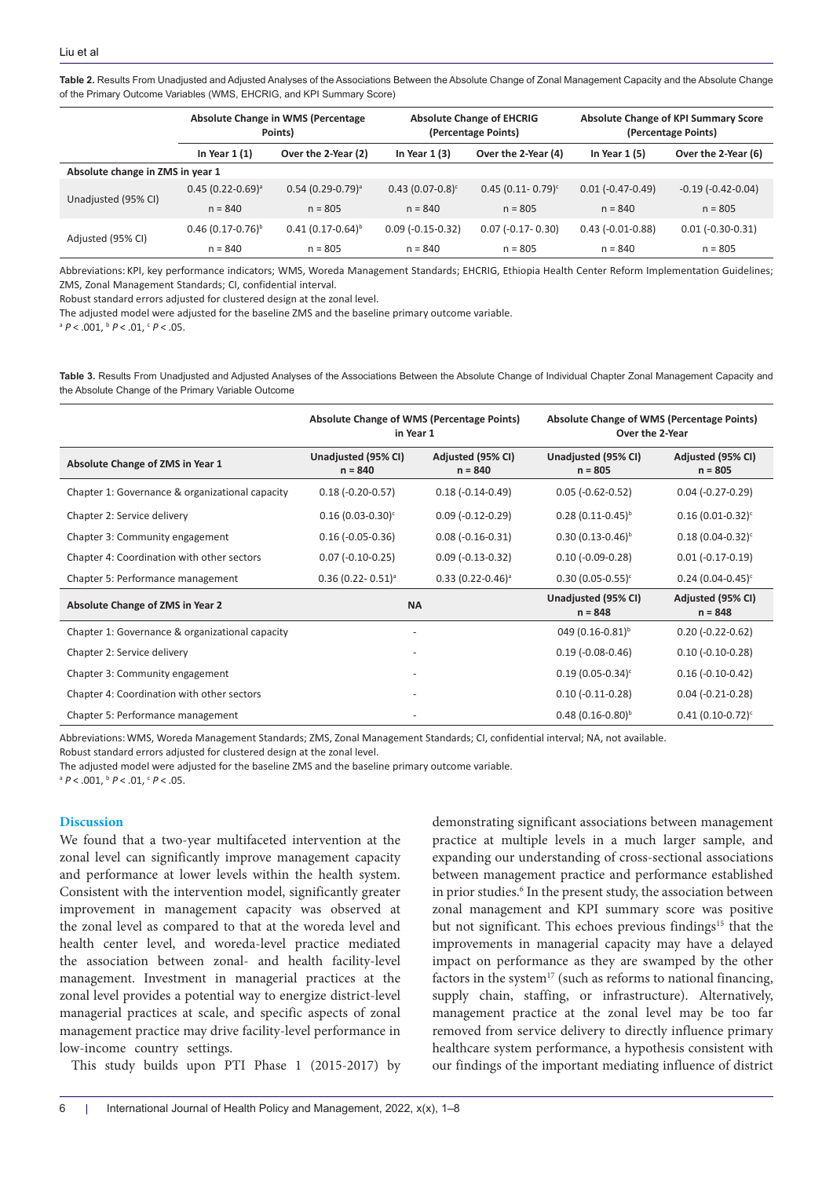**Table 2.** Results From Unadjusted and Adjusted Analyses of the Associations Between the Absolute Change of Zonal Management Capacity and the Absolute Change of the Primary Outcome Variables (WMS, EHCRIG, and KPI Summary Score)

| | Absolute Change in WMS (Percentage Points) | | Absolute Change of EHCRIG (Percentage Points) | | Absolute Change of KPI Summary Score (Percentage Points) | |
|---|---|---|---|---|---|---|
| | In Year 1 (1) | Over the 2-Year (2) | In Year 1 (3) | Over the 2-Year (4) | In Year 1 (5) | Over the 2-Year (6) |
| **Absolute change in ZMS in year 1** | | | | | | |
| Unadjusted (95% CI) | 0.45 (0.22-0.69)[a] | 0.54 (0.29-0.79)[a] | 0.43 (0.07-0.8)[c] | 0.45 (0.11- 0.79)[c] | 0.01 (-0.47-0.49) | -0.19 (-0.42-0.04) |
| | n = 840 | n = 805 | n = 840 | n = 805 | n = 840 | n = 805 |
| Adjusted (95% CI) | 0.46 (0.17-0.76)[b] | 0.41 (0.17-0.64)[b] | 0.09 (-0.15-0.32) | 0.07 (-0.17- 0.30) | 0.43 (-0.01-0.88) | 0.01 (-0.30-0.31) |
| | n = 840 | n = 805 | n = 840 | n = 805 | n = 840 | n = 805 |

Abbreviations: KPI, key performance indicators; WMS, Woreda Management Standards; EHCRIG, Ethiopia Health Center Reform Implementation Guidelines; ZMS, Zonal Management Standards; CI, confidential interval.

Robust standard errors adjusted for clustered design at the zonal level.

The adjusted model were adjusted for the baseline ZMS and the baseline primary outcome variable.

[a] $P < .001$, [b] $P < .01$, [c] $P < .05$.

**Table 3.** Results From Unadjusted and Adjusted Analyses of the Associations Between the Absolute Change of Individual Chapter Zonal Management Capacity and the Absolute Change of the Primary Variable Outcome

| | Absolute Change of WMS (Percentage Points) in Year 1 | | Absolute Change of WMS (Percentage Points) Over the 2-Year | |
|---|---|---|---|---|
| **Absolute Change of ZMS in Year 1** | **Unadjusted (95% CI) n = 840** | **Adjusted (95% CI) n = 840** | **Unadjusted (95% CI) n = 805** | **Adjusted (95% CI) n = 805** |
| Chapter 1: Governance & organizational capacity | 0.18 (-0.20-0.57) | 0.18 (-0.14-0.49) | 0.05 (-0.62-0.52) | 0.04 (-0.27-0.29) |
| Chapter 2: Service delivery | 0.16 (0.03-0.30)[c] | 0.09 (-0.12-0.29) | 0.28 (0.11-0.45)[b] | 0.16 (0.01-0.32)[c] |
| Chapter 3: Community engagement | 0.16 (-0.05-0.36) | 0.08 (-0.16-0.31) | 0.30 (0.13-0.46)[b] | 0.18 (0.04-0.32)[c] |
| Chapter 4: Coordination with other sectors | 0.07 (-0.10-0.25) | 0.09 (-0.13-0.32) | 0.10 (-0.09-0.28) | 0.01 (-0.17-0.19) |
| Chapter 5: Performance management | 0.36 (0.22- 0.51)[a] | 0.33 (0.22-0.46)[a] | 0.30 (0.05-0.55)[c] | 0.24 (0.04-0.45)[c] |
| **Absolute Change of ZMS in Year 2** | **NA** | | **Unadjusted (95% CI) n = 848** | **Adjusted (95% CI) n = 848** |
| Chapter 1: Governance & organizational capacity | - | | 049 (0.16-0.81)[b] | 0.20 (-0.22-0.62) |
| Chapter 2: Service delivery | - | | 0.19 (-0.08-0.46) | 0.10 (-0.10-0.28) |
| Chapter 3: Community engagement | - | | 0.19 (0.05-0.34)[c] | 0.16 (-0.10-0.42) |
| Chapter 4: Coordination with other sectors | - | | 0.10 (-0.11-0.28) | 0.04 (-0.21-0.28) |
| Chapter 5: Performance management | - | | 0.48 (0.16-0.80)[b] | 0.41 (0.10-0.72)[c] |

Abbreviations: WMS, Woreda Management Standards; ZMS, Zonal Management Standards; CI, confidential interval; NA, not available.

Robust standard errors adjusted for clustered design at the zonal level.

The adjusted model were adjusted for the baseline ZMS and the baseline primary outcome variable.

[a] $P < .001$, [b] $P < .01$, [c] $P < .05$.

## Discussion

We found that a two-year multifaceted intervention at the zonal level can significantly improve management capacity and performance at lower levels within the health system. Consistent with the intervention model, significantly greater improvement in management capacity was observed at the zonal level as compared to that at the woreda level and health center level, and woreda-level practice mediated the association between zonal- and health facility-level management. Investment in managerial practices at the zonal level provides a potential way to energize district-level managerial practices at scale, and specific aspects of zonal management practice may drive facility-level performance in low-income country settings.

This study builds upon PTI Phase 1 (2015-2017) by demonstrating significant associations between management practice at multiple levels in a much larger sample, and expanding our understanding of cross-sectional associations between management practice and performance established in prior studies.[6] In the present study, the association between zonal management and KPI summary score was positive but not significant. This echoes previous findings[15] that the improvements in managerial capacity may have a delayed impact on performance as they are swamped by the other factors in the system[17] (such as reforms to national financing, supply chain, staffing, or infrastructure). Alternatively, management practice at the zonal level may be too far removed from service delivery to directly influence primary healthcare system performance, a hypothesis consistent with our findings of the important mediating influence of district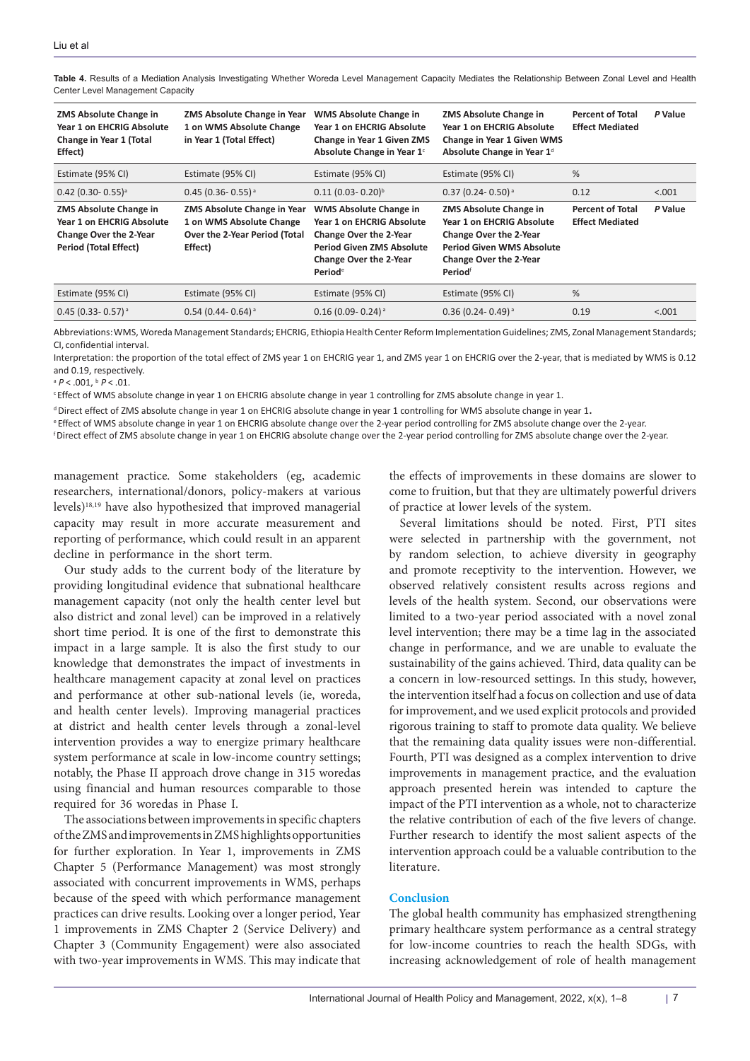**Table 4.** Results of a Mediation Analysis Investigating Whether Woreda Level Management Capacity Mediates the Relationship Between Zonal Level and Health Center Level Management Capacity

| ZMS Absolute Change in Year 1 on EHCRIG Absolute Change in Year 1 (Total Effect) | ZMS Absolute Change in Year 1 on WMS Absolute Change in Year 1 (Total Effect) | WMS Absolute Change in Year 1 on EHCRIG Absolute Change in Year 1 Given ZMS Absolute Change in Year 1[c] | ZMS Absolute Change in Year 1 on EHCRIG Absolute Change in Year 1 Given WMS Absolute Change in Year 1[d] | Percent of Total Effect Mediated | P Value |
|---|---|---|---|---|---|
| Estimate (95% CI) | Estimate (95% CI) | Estimate (95% CI) | Estimate (95% CI) | % | |
| 0.42 (0.30- 0.55)[a] | 0.45 (0.36- 0.55)[a] | 0.11 (0.03- 0.20)[b] | 0.37 (0.24- 0.50)[a] | 0.12 | <.001 |
| **ZMS Absolute Change in Year 1 on EHCRIG Absolute Change Over the 2-Year Period (Total Effect)** | **ZMS Absolute Change in Year 1 on WMS Absolute Change Over the 2-Year Period (Total Effect)** | **WMS Absolute Change in Year 1 on EHCRIG Absolute Change Over the 2-Year Period Given ZMS Absolute Change Over the 2-Year Period[e]** | **ZMS Absolute Change in Year 1 on EHCRIG Absolute Change Over the 2-Year Period Given WMS Absolute Change Over the 2-Year Period[f]** | **Percent of Total Effect Mediated** | ***P* Value** |
| Estimate (95% CI) | Estimate (95% CI) | Estimate (95% CI) | Estimate (95% CI) | % | |
| 0.45 (0.33- 0.57)[a] | 0.54 (0.44- 0.64)[a] | 0.16 (0.09- 0.24)[a] | 0.36 (0.24- 0.49)[a] | 0.19 | <.001 |

Abbreviations: WMS, Woreda Management Standards; EHCRIG, Ethiopia Health Center Reform Implementation Guidelines; ZMS, Zonal Management Standards; CI, confidential interval.

Interpretation: the proportion of the total effect of ZMS year 1 on EHCRIG year 1, and ZMS year 1 on EHCRIG over the 2-year, that is mediated by WMS is 0.12 and 0.19, respectively.

[a] $P < .001$, [b] $P < .01$.

[c] Effect of WMS absolute change in year 1 on EHCRIG absolute change in year 1 controlling for ZMS absolute change in year 1.

[d] Direct effect of ZMS absolute change in year 1 on EHCRIG absolute change in year 1 controlling for WMS absolute change in year 1.

[e] Effect of WMS absolute change in year 1 on EHCRIG absolute change over the 2-year period controlling for ZMS absolute change over the 2-year.

[f] Direct effect of ZMS absolute change in year 1 on EHCRIG absolute change over the 2-year period controlling for ZMS absolute change over the 2-year.

management practice. Some stakeholders (eg, academic researchers, international/donors, policy-makers at various levels)[18,19] have also hypothesized that improved managerial capacity may result in more accurate measurement and reporting of performance, which could result in an apparent decline in performance in the short term.

Our study adds to the current body of the literature by providing longitudinal evidence that subnational healthcare management capacity (not only the health center level but also district and zonal level) can be improved in a relatively short time period. It is one of the first to demonstrate this impact in a large sample. It is also the first study to our knowledge that demonstrates the impact of investments in healthcare management capacity at zonal level on practices and performance at other sub-national levels (ie, woreda, and health center levels). Improving managerial practices at district and health center levels through a zonal-level intervention provides a way to energize primary healthcare system performance at scale in low-income country settings; notably, the Phase II approach drove change in 315 woredas using financial and human resources comparable to those required for 36 woredas in Phase I.

The associations between improvements in specific chapters of the ZMS and improvements in ZMS highlights opportunities for further exploration. In Year 1, improvements in ZMS Chapter 5 (Performance Management) was most strongly associated with concurrent improvements in WMS, perhaps because of the speed with which performance management practices can drive results. Looking over a longer period, Year 1 improvements in ZMS Chapter 2 (Service Delivery) and Chapter 3 (Community Engagement) were also associated with two-year improvements in WMS. This may indicate that the effects of improvements in these domains are slower to come to fruition, but that they are ultimately powerful drivers of practice at lower levels of the system.

Several limitations should be noted. First, PTI sites were selected in partnership with the government, not by random selection, to achieve diversity in geography and promote receptivity to the intervention. However, we observed relatively consistent results across regions and levels of the health system. Second, our observations were limited to a two-year period associated with a novel zonal level intervention; there may be a time lag in the associated change in performance, and we are unable to evaluate the sustainability of the gains achieved. Third, data quality can be a concern in low-resourced settings. In this study, however, the intervention itself had a focus on collection and use of data for improvement, and we used explicit protocols and provided rigorous training to staff to promote data quality. We believe that the remaining data quality issues were non-differential. Fourth, PTI was designed as a complex intervention to drive improvements in management practice, and the evaluation approach presented herein was intended to capture the impact of the PTI intervention as a whole, not to characterize the relative contribution of each of the five levers of change. Further research to identify the most salient aspects of the intervention approach could be a valuable contribution to the literature.

## Conclusion

The global health community has emphasized strengthening primary healthcare system performance as a central strategy for low-income countries to reach the health SDGs, with increasing acknowledgement of role of health management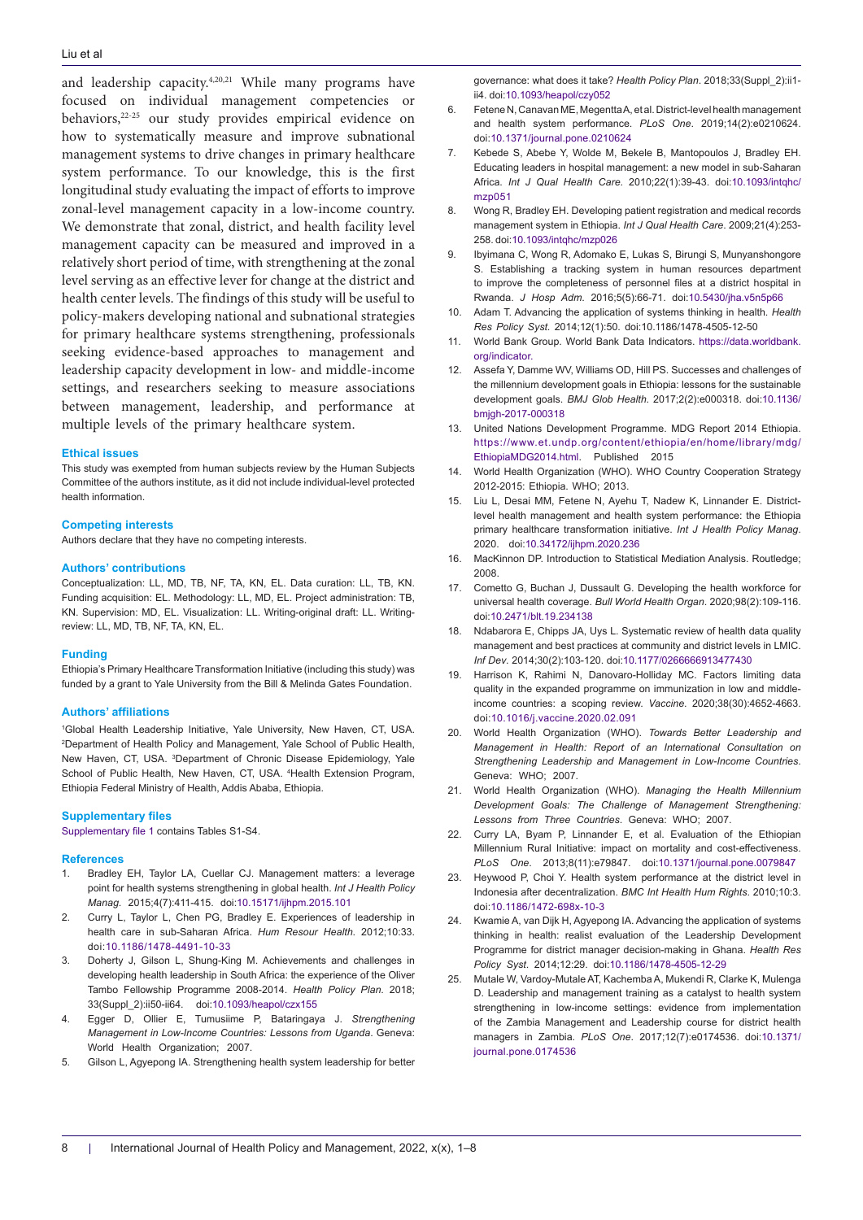and leadership capacity.[4,20,21] While many programs have focused on individual management competencies or behaviors,[22-25] our study provides empirical evidence on how to systematically measure and improve subnational management systems to drive changes in primary healthcare system performance. To our knowledge, this is the first longitudinal study evaluating the impact of efforts to improve zonal-level management capacity in a low-income country. We demonstrate that zonal, district, and health facility level management capacity can be measured and improved in a relatively short period of time, with strengthening at the zonal level serving as an effective lever for change at the district and health center levels. The findings of this study will be useful to policy-makers developing national and subnational strategies for primary healthcare systems strengthening, professionals seeking evidence-based approaches to management and leadership capacity development in low- and middle-income settings, and researchers seeking to measure associations between management, leadership, and performance at multiple levels of the primary healthcare system.

### Ethical issues

This study was exempted from human subjects review by the Human Subjects Committee of the authors institute, as it did not include individual-level protected health information.

### Competing interests

Authors declare that they have no competing interests.

### Authors' contributions

Conceptualization: LL, MD, TB, NF, TA, KN, EL. Data curation: LL, TB, KN. Funding acquisition: EL. Methodology: LL, MD, EL. Project administration: TB, KN. Supervision: MD, EL. Visualization: LL. Writing-original draft: LL. Writing-review: LL, MD, TB, NF, TA, KN, EL.

### Funding

Ethiopia's Primary Healthcare Transformation Initiative (including this study) was funded by a grant to Yale University from the Bill & Melinda Gates Foundation.

### Authors' affiliations

[1]Global Health Leadership Initiative, Yale University, New Haven, CT, USA. [2]Department of Health Policy and Management, Yale School of Public Health, New Haven, CT, USA. [3]Department of Chronic Disease Epidemiology, Yale School of Public Health, New Haven, CT, USA. [4]Health Extension Program, Ethiopia Federal Ministry of Health, Addis Ababa, Ethiopia.

### Supplementary files

Supplementary file 1 contains Tables S1-S4.

### References

1. Bradley EH, Taylor LA, Cuellar CJ. Management matters: a leverage point for health systems strengthening in global health. *Int J Health Policy Manag.* 2015;4(7):411-415. doi:10.15171/ijhpm.2015.101
2. Curry L, Taylor L, Chen PG, Bradley E. Experiences of leadership in health care in sub-Saharan Africa. *Hum Resour Health.* 2012;10:33. doi:10.1186/1478-4491-10-33
3. Doherty J, Gilson L, Shung-King M. Achievements and challenges in developing health leadership in South Africa: the experience of the Oliver Tambo Fellowship Programme 2008-2014. *Health Policy Plan.* 2018; 33(Suppl_2):ii50-ii64. doi:10.1093/heapol/czx155
4. Egger D, Ollier E, Tumusiime P, Bataringaya J. *Strengthening Management in Low-Income Countries: Lessons from Uganda*. Geneva: World Health Organization; 2007.
5. Gilson L, Agyepong IA. Strengthening health system leadership for better governance: what does it take? *Health Policy Plan*. 2018;33(Suppl_2):ii1-ii4. doi:10.1093/heapol/czy052
6. Fetene N, Canavan ME, Megentta A, et al. District-level health management and health system performance. *PLoS One.* 2019;14(2):e0210624. doi:10.1371/journal.pone.0210624
7. Kebede S, Abebe Y, Wolde M, Bekele B, Mantopoulos J, Bradley EH. Educating leaders in hospital management: a new model in sub-Saharan Africa. *Int J Qual Health Care.* 2010;22(1):39-43. doi:10.1093/intqhc/mzp051
8. Wong R, Bradley EH. Developing patient registration and medical records management system in Ethiopia. *Int J Qual Health Care*. 2009;21(4):253-258. doi:10.1093/intqhc/mzp026
9. Ibyimana C, Wong R, Adomako E, Lukas S, Birungi S, Munyanshongore S. Establishing a tracking system in human resources department to improve the completeness of personnel files at a district hospital in Rwanda. *J Hosp Adm.* 2016;5(5):66-71. doi:10.5430/jha.v5n5p66
10. Adam T. Advancing the application of systems thinking in health. *Health Res Policy Syst.* 2014;12(1):50. doi:10.1186/1478-4505-12-50
11. World Bank Group. World Bank Data Indicators. https://data.worldbank.org/indicator.
12. Assefa Y, Damme WV, Williams OD, Hill PS. Successes and challenges of the millennium development goals in Ethiopia: lessons for the sustainable development goals. *BMJ Glob Health.* 2017;2(2):e000318. doi:10.1136/bmjgh-2017-000318
13. United Nations Development Programme. MDG Report 2014 Ethiopia. https://www.et.undp.org/content/ethiopia/en/home/library/mdg/EthiopiaMDG2014.html. Published 2015
14. World Health Organization (WHO). WHO Country Cooperation Strategy 2012-2015: Ethiopia. WHO; 2013.
15. Liu L, Desai MM, Fetene N, Ayehu T, Nadew K, Linnander E. District-level health management and health system performance: the Ethiopia primary healthcare transformation initiative. *Int J Health Policy Manag.* 2020. doi:10.34172/ijhpm.2020.236
16. MacKinnon DP. Introduction to Statistical Mediation Analysis. Routledge; 2008.
17. Cometto G, Buchan J, Dussault G. Developing the health workforce for universal health coverage. *Bull World Health Organ*. 2020;98(2):109-116. doi:10.2471/blt.19.234138
18. Ndabarora E, Chipps JA, Uys L. Systematic review of health data quality management and best practices at community and district levels in LMIC. *Inf Dev*. 2014;30(2):103-120. doi:10.1177/0266666913477430
19. Harrison K, Rahimi N, Danovaro-Holliday MC. Factors limiting data quality in the expanded programme on immunization in low and middle-income countries: a scoping review. *Vaccine.* 2020;38(30):4652-4663. doi:10.1016/j.vaccine.2020.02.091
20. World Health Organization (WHO). *Towards Better Leadership and Management in Health: Report of an International Consultation on Strengthening Leadership and Management in Low-Income Countries*. Geneva: WHO; 2007.
21. World Health Organization (WHO). *Managing the Health Millennium Development Goals: The Challenge of Management Strengthening: Lessons from Three Countries*. Geneva: WHO; 2007.
22. Curry LA, Byam P, Linnander E, et al. Evaluation of the Ethiopian Millennium Rural Initiative: impact on mortality and cost-effectiveness. *PLoS One*. 2013;8(11):e79847. doi:10.1371/journal.pone.0079847
23. Heywood P, Choi Y. Health system performance at the district level in Indonesia after decentralization. *BMC Int Health Hum Rights*. 2010;10:3. doi:10.1186/1472-698x-10-3
24. Kwamie A, van Dijk H, Agyepong IA. Advancing the application of systems thinking in health: realist evaluation of the Leadership Development Programme for district manager decision-making in Ghana. *Health Res Policy Syst*. 2014;12:29. doi:10.1186/1478-4505-12-29
25. Mutale W, Vardoy-Mutale AT, Kachemba A, Mukendi R, Clarke K, Mulenga D. Leadership and management training as a catalyst to health system strengthening in low-income settings: evidence from implementation of the Zambia Management and Leadership course for district health managers in Zambia. *PLoS One*. 2017;12(7):e0174536. doi:10.1371/journal.pone.0174536